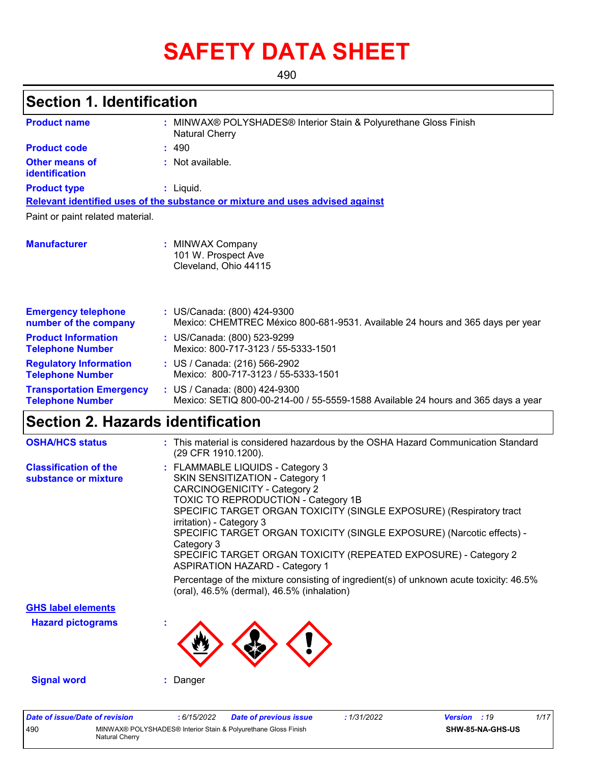# SAFETY DATA SHEET

490

## Section 1. Identification

**Product name** : MINWAX® POLYSHADES® Interior Stain & Polyurethane Gloss Finish Natural Cherry

**Product code** : 490

**Other means of identification** : Not available.

**Product type** : Liquid.

**Relevant identified uses of the substance or mixture and uses advised against**

Paint or paint related material.

**Manufacturer** : MINWAX Company
101 W. Prospect Ave
Cleveland, Ohio 44115

**Emergency telephone number of the company** : US/Canada: (800) 424-9300
Mexico: CHEMTREC México 800-681-9531. Available 24 hours and 365 days per year

**Product Information Telephone Number** : US/Canada: (800) 523-9299
Mexico: 800-717-3123 / 55-5333-1501

**Regulatory Information Telephone Number** : US / Canada: (216) 566-2902
Mexico: 800-717-3123 / 55-5333-1501

**Transportation Emergency Telephone Number** : US / Canada: (800) 424-9300
Mexico: SETIQ 800-00-214-00 / 55-5559-1588 Available 24 hours and 365 days a year

## Section 2. Hazards identification

**OSHA/HCS status** : This material is considered hazardous by the OSHA Hazard Communication Standard (29 CFR 1910.1200).

**Classification of the substance or mixture** : FLAMMABLE LIQUIDS - Category 3
SKIN SENSITIZATION - Category 1
CARCINOGENICITY - Category 2
TOXIC TO REPRODUCTION - Category 1B
SPECIFIC TARGET ORGAN TOXICITY (SINGLE EXPOSURE) (Respiratory tract irritation) - Category 3
SPECIFIC TARGET ORGAN TOXICITY (SINGLE EXPOSURE) (Narcotic effects) - Category 3
SPECIFIC TARGET ORGAN TOXICITY (REPEATED EXPOSURE) - Category 2
ASPIRATION HAZARD - Category 1

Percentage of the mixture consisting of ingredient(s) of unknown acute toxicity: 46.5% (oral), 46.5% (dermal), 46.5% (inhalation)

**GHS label elements**

**Hazard pictograms** :

**Signal word** : Danger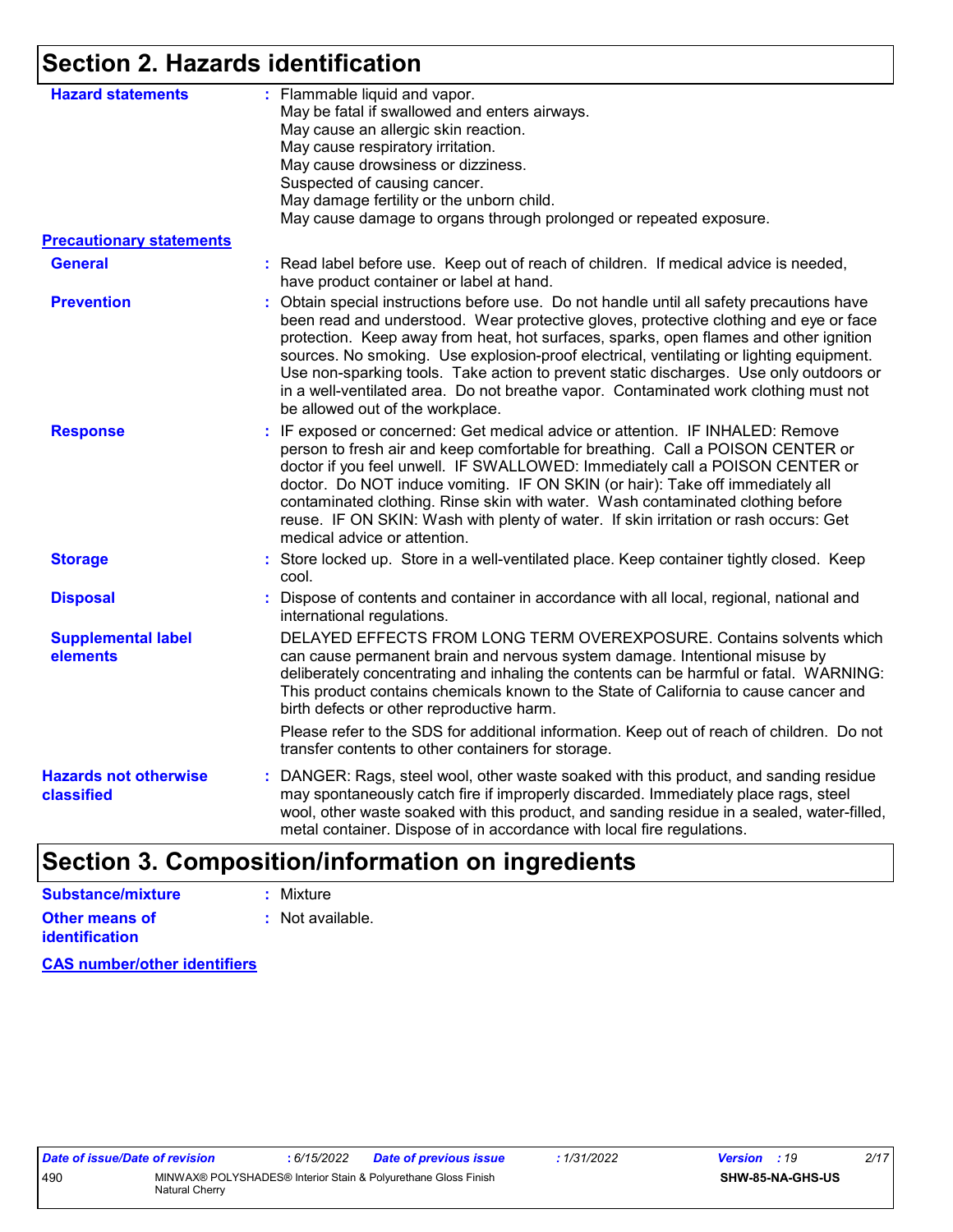## Section 2. Hazards identification

**Hazard statements** : Flammable liquid and vapor.
May be fatal if swallowed and enters airways.
May cause an allergic skin reaction.
May cause respiratory irritation.
May cause drowsiness or dizziness.
Suspected of causing cancer.
May damage fertility or the unborn child.
May cause damage to organs through prolonged or repeated exposure.

**Precautionary statements**

**General** : Read label before use. Keep out of reach of children. If medical advice is needed, have product container or label at hand.

**Prevention** : Obtain special instructions before use. Do not handle until all safety precautions have been read and understood. Wear protective gloves, protective clothing and eye or face protection. Keep away from heat, hot surfaces, sparks, open flames and other ignition sources. No smoking. Use explosion-proof electrical, ventilating or lighting equipment. Use non-sparking tools. Take action to prevent static discharges. Use only outdoors or in a well-ventilated area. Do not breathe vapor. Contaminated work clothing must not be allowed out of the workplace.

**Response** : IF exposed or concerned: Get medical advice or attention. IF INHALED: Remove person to fresh air and keep comfortable for breathing. Call a POISON CENTER or doctor if you feel unwell. IF SWALLOWED: Immediately call a POISON CENTER or doctor. Do NOT induce vomiting. IF ON SKIN (or hair): Take off immediately all contaminated clothing. Rinse skin with water. Wash contaminated clothing before reuse. IF ON SKIN: Wash with plenty of water. If skin irritation or rash occurs: Get medical advice or attention.

**Storage** : Store locked up. Store in a well-ventilated place. Keep container tightly closed. Keep cool.

**Disposal** : Dispose of contents and container in accordance with all local, regional, national and international regulations.

**Supplemental label elements** DELAYED EFFECTS FROM LONG TERM OVEREXPOSURE. Contains solvents which can cause permanent brain and nervous system damage. Intentional misuse by deliberately concentrating and inhaling the contents can be harmful or fatal. WARNING: This product contains chemicals known to the State of California to cause cancer and birth defects or other reproductive harm.

Please refer to the SDS for additional information. Keep out of reach of children. Do not transfer contents to other containers for storage.

**Hazards not otherwise classified** : DANGER: Rags, steel wool, other waste soaked with this product, and sanding residue may spontaneously catch fire if improperly discarded. Immediately place rags, steel wool, other waste soaked with this product, and sanding residue in a sealed, water-filled, metal container. Dispose of in accordance with local fire regulations.

## Section 3. Composition/information on ingredients

**Substance/mixture** : Mixture

**Other means of identification** : Not available.

**CAS number/other identifiers**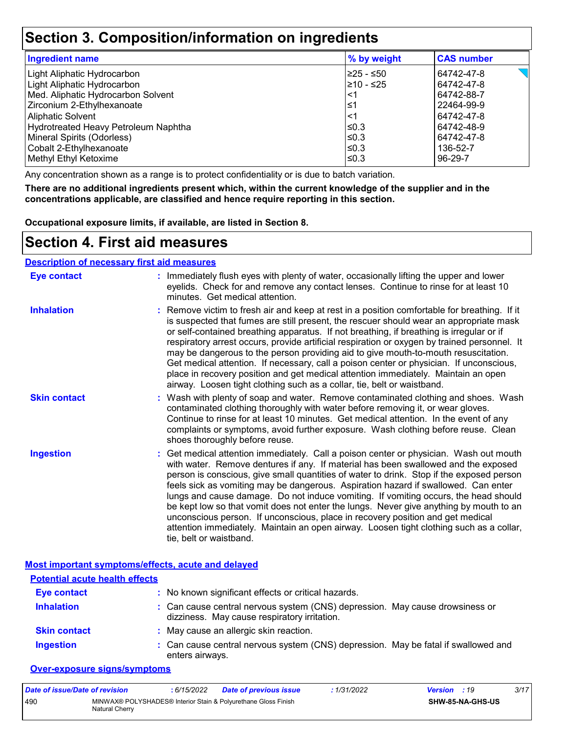## Section 3. Composition/information on ingredients

| Ingredient name | % by weight | CAS number |
|---|---|---|
| Light Aliphatic Hydrocarbon | ≥25 - ≤50 | 64742-47-8 |
| Light Aliphatic Hydrocarbon | ≥10 - ≤25 | 64742-47-8 |
| Med. Aliphatic Hydrocarbon Solvent | <1 | 64742-88-7 |
| Zirconium 2-Ethylhexanoate | ≤1 | 22464-99-9 |
| Aliphatic Solvent | <1 | 64742-47-8 |
| Hydrotreated Heavy Petroleum Naphtha | ≤0.3 | 64742-48-9 |
| Mineral Spirits (Odorless) | ≤0.3 | 64742-47-8 |
| Cobalt 2-Ethylhexanoate | ≤0.3 | 136-52-7 |
| Methyl Ethyl Ketoxime | ≤0.3 | 96-29-7 |

Any concentration shown as a range is to protect confidentiality or is due to batch variation.

**There are no additional ingredients present which, within the current knowledge of the supplier and in the concentrations applicable, are classified and hence require reporting in this section.**

**Occupational exposure limits, if available, are listed in Section 8.**

## Section 4. First aid measures

### Description of necessary first aid measures

**Eye contact** : Immediately flush eyes with plenty of water, occasionally lifting the upper and lower eyelids. Check for and remove any contact lenses. Continue to rinse for at least 10 minutes. Get medical attention.

**Inhalation** : Remove victim to fresh air and keep at rest in a position comfortable for breathing. If it is suspected that fumes are still present, the rescuer should wear an appropriate mask or self-contained breathing apparatus. If not breathing, if breathing is irregular or if respiratory arrest occurs, provide artificial respiration or oxygen by trained personnel. It may be dangerous to the person providing aid to give mouth-to-mouth resuscitation. Get medical attention. If necessary, call a poison center or physician. If unconscious, place in recovery position and get medical attention immediately. Maintain an open airway. Loosen tight clothing such as a collar, tie, belt or waistband.

**Skin contact** : Wash with plenty of soap and water. Remove contaminated clothing and shoes. Wash contaminated clothing thoroughly with water before removing it, or wear gloves. Continue to rinse for at least 10 minutes. Get medical attention. In the event of any complaints or symptoms, avoid further exposure. Wash clothing before reuse. Clean shoes thoroughly before reuse.

**Ingestion** : Get medical attention immediately. Call a poison center or physician. Wash out mouth with water. Remove dentures if any. If material has been swallowed and the exposed person is conscious, give small quantities of water to drink. Stop if the exposed person feels sick as vomiting may be dangerous. Aspiration hazard if swallowed. Can enter lungs and cause damage. Do not induce vomiting. If vomiting occurs, the head should be kept low so that vomit does not enter the lungs. Never give anything by mouth to an unconscious person. If unconscious, place in recovery position and get medical attention immediately. Maintain an open airway. Loosen tight clothing such as a collar, tie, belt or waistband.

### Most important symptoms/effects, acute and delayed

#### Potential acute health effects

**Eye contact** : No known significant effects or critical hazards.

**Inhalation** : Can cause central nervous system (CNS) depression. May cause drowsiness or dizziness. May cause respiratory irritation.

**Skin contact** : May cause an allergic skin reaction.

**Ingestion** : Can cause central nervous system (CNS) depression. May be fatal if swallowed and enters airways.

#### Over-exposure signs/symptoms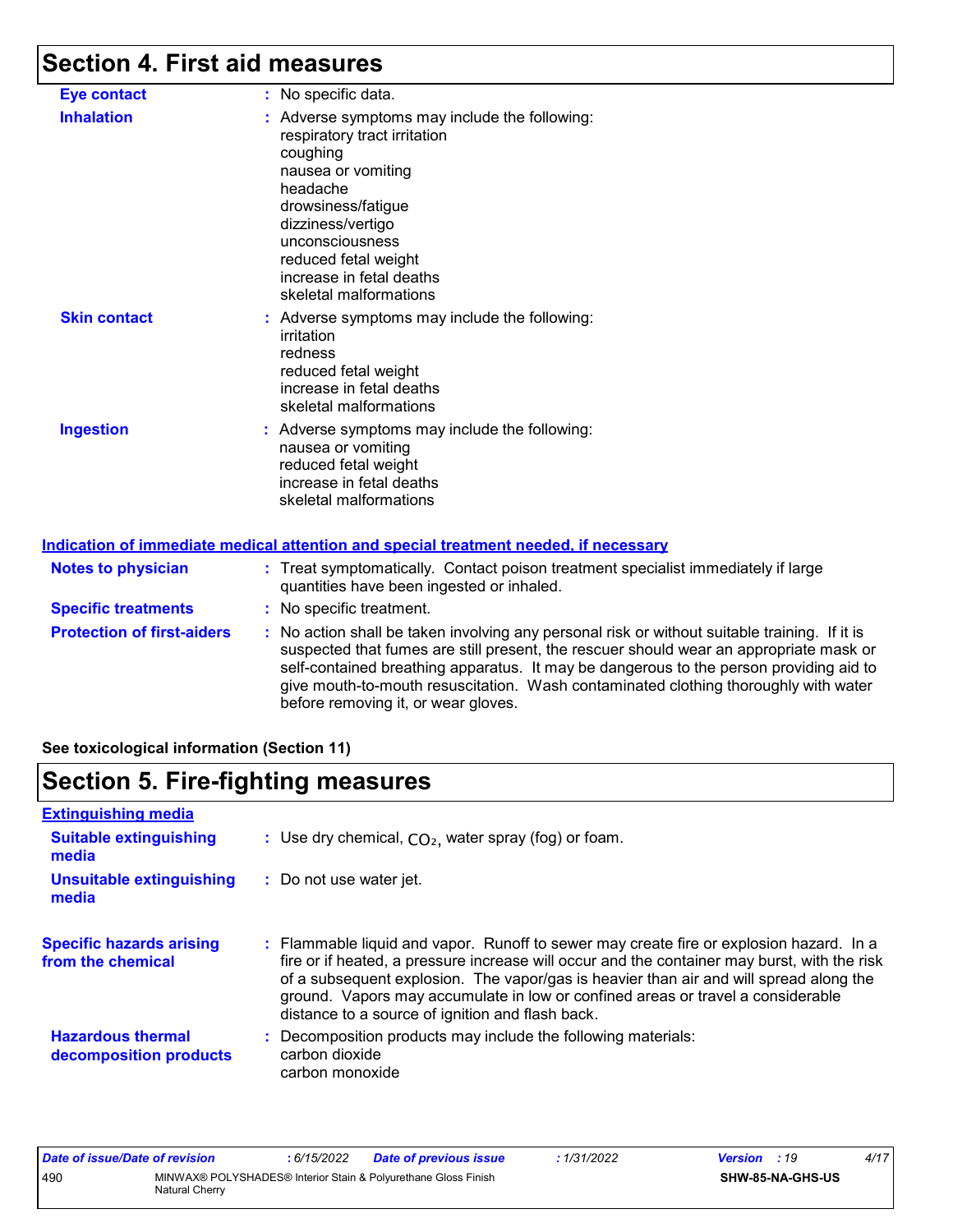# Section 4. First aid measures

| | | |
|---|---|---|
| **Eye contact** | : | No specific data. |
| **Inhalation** | : | Adverse symptoms may include the following:<br>respiratory tract irritation<br>coughing<br>nausea or vomiting<br>headache<br>drowsiness/fatigue<br>dizziness/vertigo<br>unconsciousness<br>reduced fetal weight<br>increase in fetal deaths<br>skeletal malformations |
| **Skin contact** | : | Adverse symptoms may include the following:<br>irritation<br>redness<br>reduced fetal weight<br>increase in fetal deaths<br>skeletal malformations |
| **Ingestion** | : | Adverse symptoms may include the following:<br>nausea or vomiting<br>reduced fetal weight<br>increase in fetal deaths<br>skeletal malformations |

**Indication of immediate medical attention and special treatment needed, if necessary**

| | | |
|---|---|---|
| **Notes to physician** | : | Treat symptomatically. Contact poison treatment specialist immediately if large quantities have been ingested or inhaled. |
| **Specific treatments** | : | No specific treatment. |
| **Protection of first-aiders** | : | No action shall be taken involving any personal risk or without suitable training. If it is suspected that fumes are still present, the rescuer should wear an appropriate mask or self-contained breathing apparatus. It may be dangerous to the person providing aid to give mouth-to-mouth resuscitation. Wash contaminated clothing thoroughly with water before removing it, or wear gloves. |

**See toxicological information (Section 11)**

# Section 5. Fire-fighting measures

**Extinguishing media**

| | | |
|---|---|---|
| **Suitable extinguishing media** | : | Use dry chemical, $CO_2$, water spray (fog) or foam. |
| **Unsuitable extinguishing media** | : | Do not use water jet. |
| **Specific hazards arising from the chemical** | : | Flammable liquid and vapor. Runoff to sewer may create fire or explosion hazard. In a fire or if heated, a pressure increase will occur and the container may burst, with the risk of a subsequent explosion. The vapor/gas is heavier than air and will spread along the ground. Vapors may accumulate in low or confined areas or travel a considerable distance to a source of ignition and flash back. |
| **Hazardous thermal decomposition products** | : | Decomposition products may include the following materials:<br>carbon dioxide<br>carbon monoxide |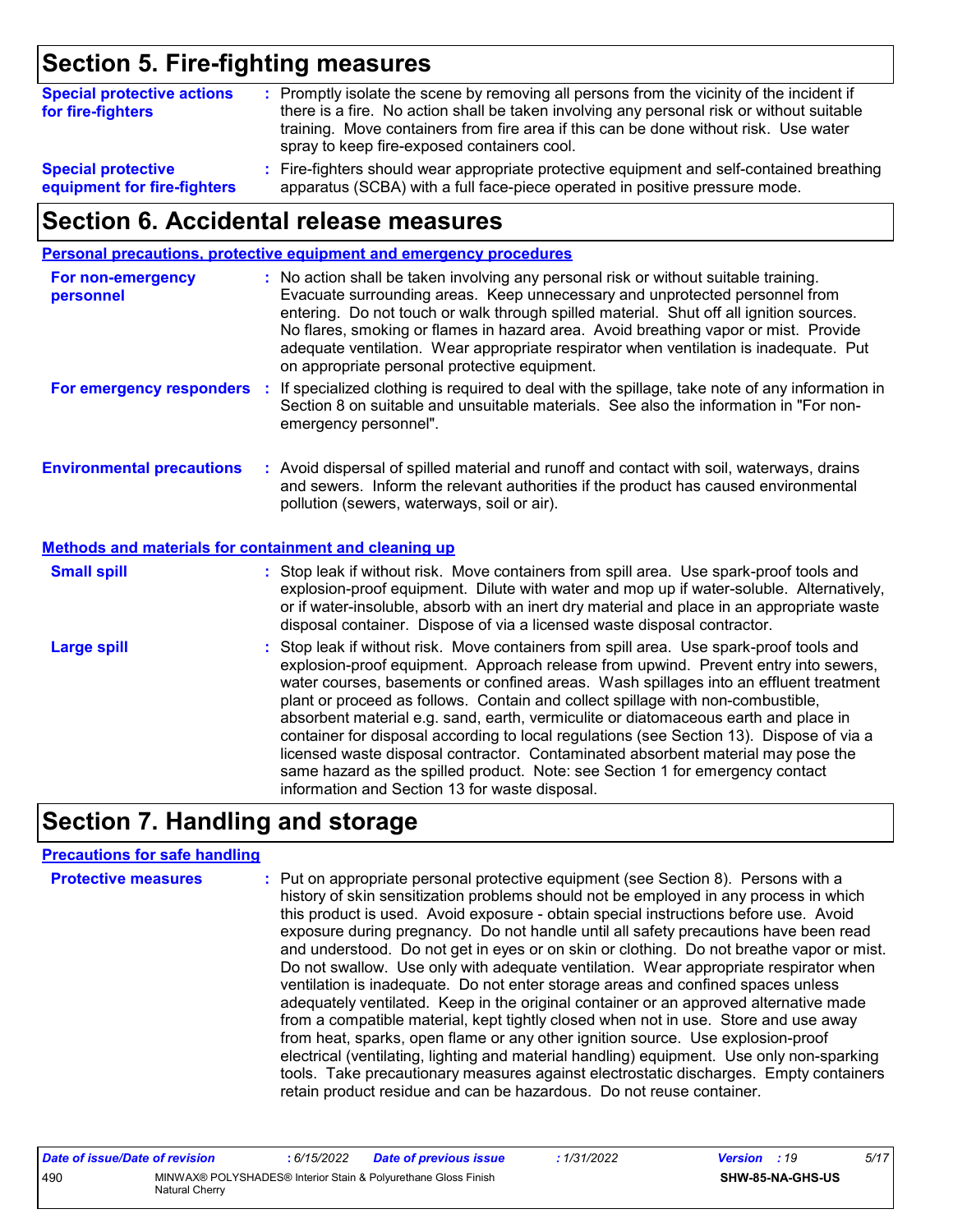## Section 5. Fire-fighting measures

**Special protective actions for fire-fighters** : Promptly isolate the scene by removing all persons from the vicinity of the incident if there is a fire. No action shall be taken involving any personal risk or without suitable training. Move containers from fire area if this can be done without risk. Use water spray to keep fire-exposed containers cool.

**Special protective equipment for fire-fighters** : Fire-fighters should wear appropriate protective equipment and self-contained breathing apparatus (SCBA) with a full face-piece operated in positive pressure mode.

## Section 6. Accidental release measures

### Personal precautions, protective equipment and emergency procedures

**For non-emergency personnel** : No action shall be taken involving any personal risk or without suitable training. Evacuate surrounding areas. Keep unnecessary and unprotected personnel from entering. Do not touch or walk through spilled material. Shut off all ignition sources. No flares, smoking or flames in hazard area. Avoid breathing vapor or mist. Provide adequate ventilation. Wear appropriate respirator when ventilation is inadequate. Put on appropriate personal protective equipment.

**For emergency responders** : If specialized clothing is required to deal with the spillage, take note of any information in Section 8 on suitable and unsuitable materials. See also the information in "For non-emergency personnel".

**Environmental precautions** : Avoid dispersal of spilled material and runoff and contact with soil, waterways, drains and sewers. Inform the relevant authorities if the product has caused environmental pollution (sewers, waterways, soil or air).

### Methods and materials for containment and cleaning up

**Small spill** : Stop leak if without risk. Move containers from spill area. Use spark-proof tools and explosion-proof equipment. Dilute with water and mop up if water-soluble. Alternatively, or if water-insoluble, absorb with an inert dry material and place in an appropriate waste disposal container. Dispose of via a licensed waste disposal contractor.

**Large spill** : Stop leak if without risk. Move containers from spill area. Use spark-proof tools and explosion-proof equipment. Approach release from upwind. Prevent entry into sewers, water courses, basements or confined areas. Wash spillages into an effluent treatment plant or proceed as follows. Contain and collect spillage with non-combustible, absorbent material e.g. sand, earth, vermiculite or diatomaceous earth and place in container for disposal according to local regulations (see Section 13). Dispose of via a licensed waste disposal contractor. Contaminated absorbent material may pose the same hazard as the spilled product. Note: see Section 1 for emergency contact information and Section 13 for waste disposal.

## Section 7. Handling and storage

### Precautions for safe handling

**Protective measures** : Put on appropriate personal protective equipment (see Section 8). Persons with a history of skin sensitization problems should not be employed in any process in which this product is used. Avoid exposure - obtain special instructions before use. Avoid exposure during pregnancy. Do not handle until all safety precautions have been read and understood. Do not get in eyes or on skin or clothing. Do not breathe vapor or mist. Do not swallow. Use only with adequate ventilation. Wear appropriate respirator when ventilation is inadequate. Do not enter storage areas and confined spaces unless adequately ventilated. Keep in the original container or an approved alternative made from a compatible material, kept tightly closed when not in use. Store and use away from heat, sparks, open flame or any other ignition source. Use explosion-proof electrical (ventilating, lighting and material handling) equipment. Use only non-sparking tools. Take precautionary measures against electrostatic discharges. Empty containers retain product residue and can be hazardous. Do not reuse container.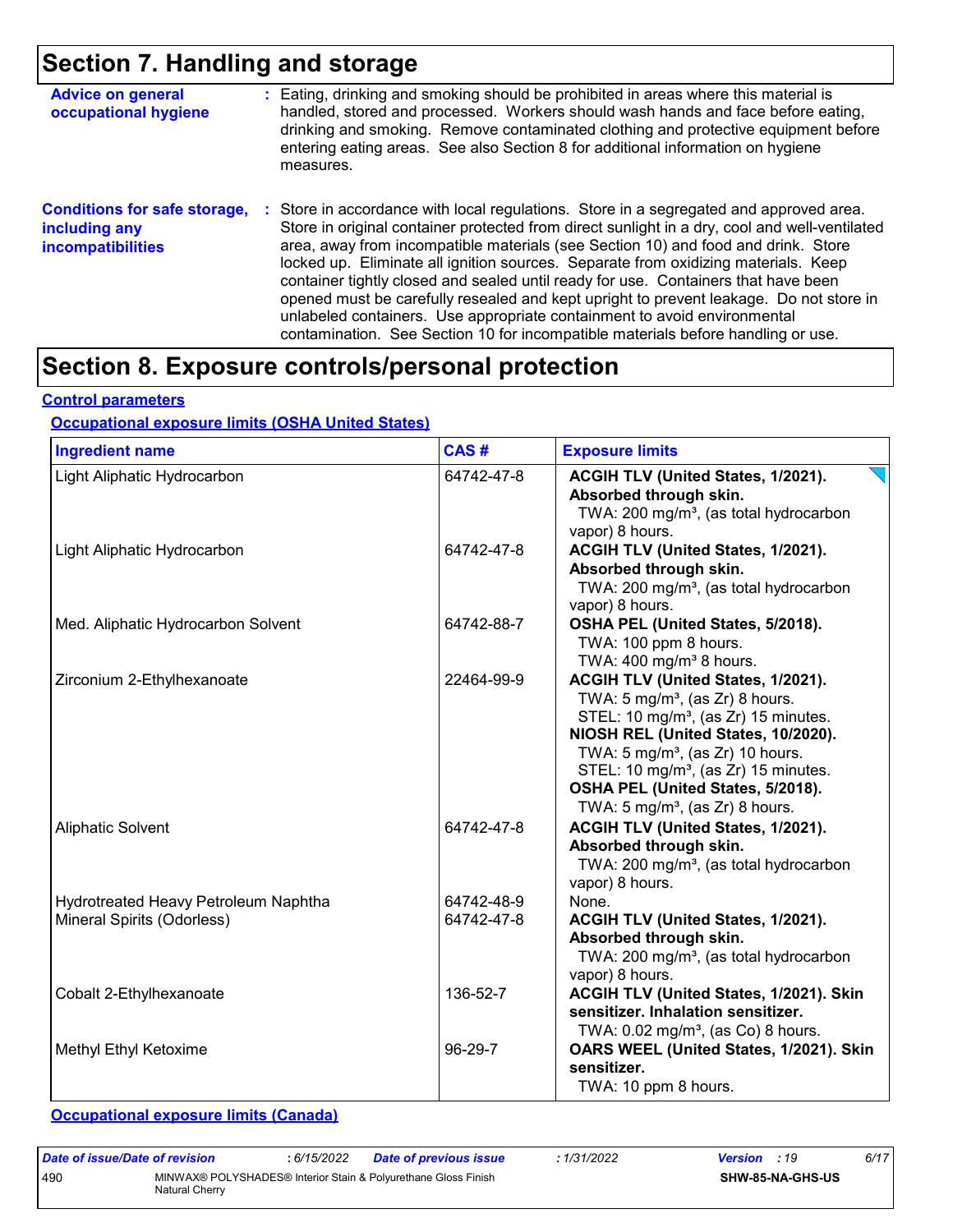# Section 7. Handling and storage

**Advice on general occupational hygiene** : Eating, drinking and smoking should be prohibited in areas where this material is handled, stored and processed. Workers should wash hands and face before eating, drinking and smoking. Remove contaminated clothing and protective equipment before entering eating areas. See also Section 8 for additional information on hygiene measures.

**Conditions for safe storage, including any incompatibilities** : Store in accordance with local regulations. Store in a segregated and approved area. Store in original container protected from direct sunlight in a dry, cool and well-ventilated area, away from incompatible materials (see Section 10) and food and drink. Store locked up. Eliminate all ignition sources. Separate from oxidizing materials. Keep container tightly closed and sealed until ready for use. Containers that have been opened must be carefully resealed and kept upright to prevent leakage. Do not store in unlabeled containers. Use appropriate containment to avoid environmental contamination. See Section 10 for incompatible materials before handling or use.

# Section 8. Exposure controls/personal protection

## Control parameters

### Occupational exposure limits (OSHA United States)

| Ingredient name | CAS # | Exposure limits |
|---|---|---|
| Light Aliphatic Hydrocarbon | 64742-47-8 | **ACGIH TLV (United States, 1/2021). Absorbed through skin.** TWA: 200 mg/m³, (as total hydrocarbon vapor) 8 hours. |
| Light Aliphatic Hydrocarbon | 64742-47-8 | **ACGIH TLV (United States, 1/2021). Absorbed through skin.** TWA: 200 mg/m³, (as total hydrocarbon vapor) 8 hours. |
| Med. Aliphatic Hydrocarbon Solvent | 64742-88-7 | **OSHA PEL (United States, 5/2018).** TWA: 100 ppm 8 hours. TWA: 400 mg/m³ 8 hours. |
| Zirconium 2-Ethylhexanoate | 22464-99-9 | **ACGIH TLV (United States, 1/2021).** TWA: 5 mg/m³, (as Zr) 8 hours. STEL: 10 mg/m³, (as Zr) 15 minutes. **NIOSH REL (United States, 10/2020).** TWA: 5 mg/m³, (as Zr) 10 hours. STEL: 10 mg/m³, (as Zr) 15 minutes. **OSHA PEL (United States, 5/2018).** TWA: 5 mg/m³, (as Zr) 8 hours. |
| Aliphatic Solvent | 64742-47-8 | **ACGIH TLV (United States, 1/2021). Absorbed through skin.** TWA: 200 mg/m³, (as total hydrocarbon vapor) 8 hours. |
| Hydrotreated Heavy Petroleum Naphtha | 64742-48-9 | None. |
| Mineral Spirits (Odorless) | 64742-47-8 | **ACGIH TLV (United States, 1/2021). Absorbed through skin.** TWA: 200 mg/m³, (as total hydrocarbon vapor) 8 hours. |
| Cobalt 2-Ethylhexanoate | 136-52-7 | **ACGIH TLV (United States, 1/2021). Skin sensitizer. Inhalation sensitizer.** TWA: 0.02 mg/m³, (as Co) 8 hours. |
| Methyl Ethyl Ketoxime | 96-29-7 | **OARS WEEL (United States, 1/2021). Skin sensitizer.** TWA: 10 ppm 8 hours. |

### Occupational exposure limits (Canada)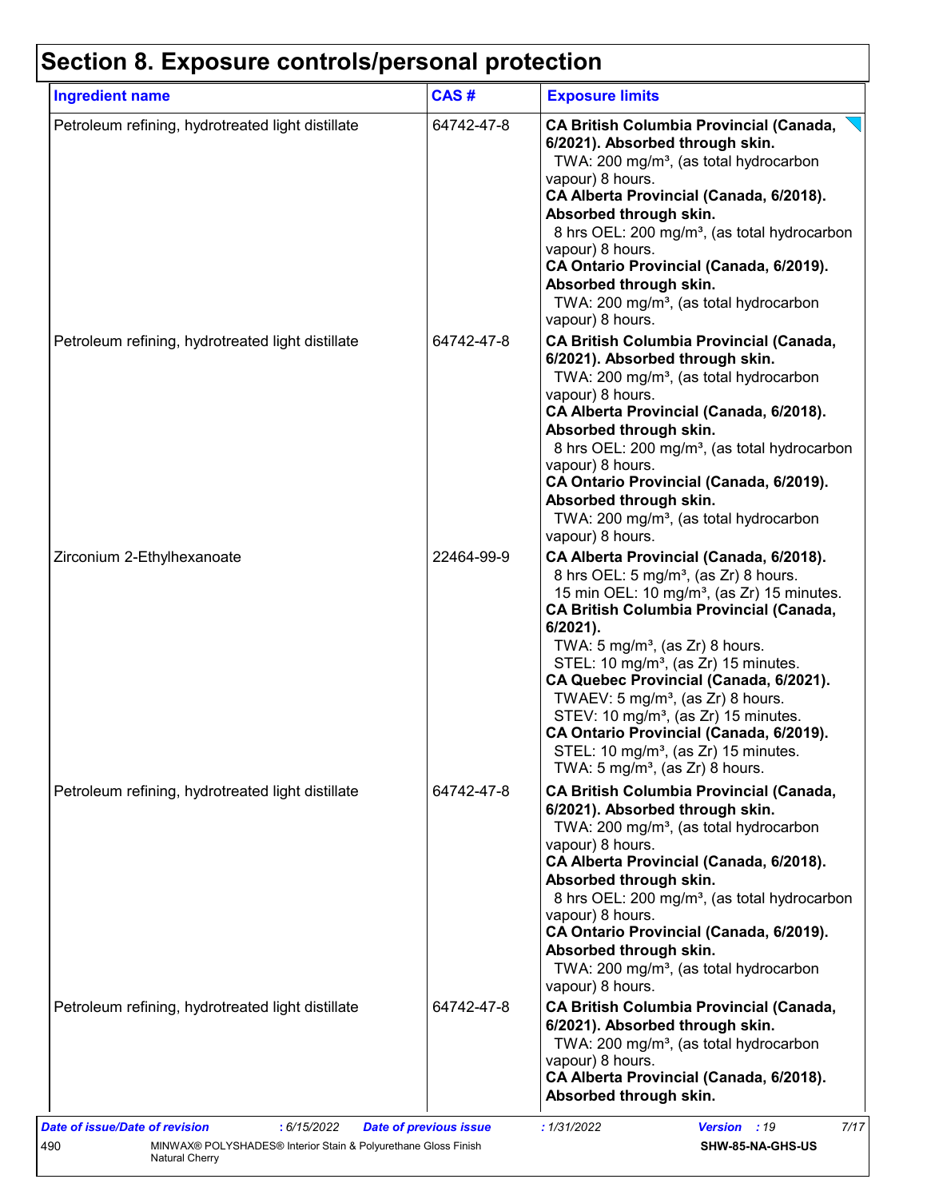# Section 8. Exposure controls/personal protection

| Ingredient name | CAS # | Exposure limits |
|---|---|---|
| Petroleum refining, hydrotreated light distillate | 64742-47-8 | **CA British Columbia Provincial (Canada, 6/2021). Absorbed through skin.**<br>TWA: 200 mg/m³, (as total hydrocarbon vapour) 8 hours.<br>**CA Alberta Provincial (Canada, 6/2018). Absorbed through skin.**<br>8 hrs OEL: 200 mg/m³, (as total hydrocarbon vapour) 8 hours.<br>**CA Ontario Provincial (Canada, 6/2019). Absorbed through skin.**<br>TWA: 200 mg/m³, (as total hydrocarbon vapour) 8 hours. |
| Petroleum refining, hydrotreated light distillate | 64742-47-8 | **CA British Columbia Provincial (Canada, 6/2021). Absorbed through skin.**<br>TWA: 200 mg/m³, (as total hydrocarbon vapour) 8 hours.<br>**CA Alberta Provincial (Canada, 6/2018). Absorbed through skin.**<br>8 hrs OEL: 200 mg/m³, (as total hydrocarbon vapour) 8 hours.<br>**CA Ontario Provincial (Canada, 6/2019). Absorbed through skin.**<br>TWA: 200 mg/m³, (as total hydrocarbon vapour) 8 hours. |
| Zirconium 2-Ethylhexanoate | 22464-99-9 | **CA Alberta Provincial (Canada, 6/2018).**<br>8 hrs OEL: 5 mg/m³, (as Zr) 8 hours.<br>15 min OEL: 10 mg/m³, (as Zr) 15 minutes.<br>**CA British Columbia Provincial (Canada, 6/2021).**<br>TWA: 5 mg/m³, (as Zr) 8 hours.<br>STEL: 10 mg/m³, (as Zr) 15 minutes.<br>**CA Quebec Provincial (Canada, 6/2021).**<br>TWAEV: 5 mg/m³, (as Zr) 8 hours.<br>STEV: 10 mg/m³, (as Zr) 15 minutes.<br>**CA Ontario Provincial (Canada, 6/2019).**<br>STEL: 10 mg/m³, (as Zr) 15 minutes.<br>TWA: 5 mg/m³, (as Zr) 8 hours. |
| Petroleum refining, hydrotreated light distillate | 64742-47-8 | **CA British Columbia Provincial (Canada, 6/2021). Absorbed through skin.**<br>TWA: 200 mg/m³, (as total hydrocarbon vapour) 8 hours.<br>**CA Alberta Provincial (Canada, 6/2018). Absorbed through skin.**<br>8 hrs OEL: 200 mg/m³, (as total hydrocarbon vapour) 8 hours.<br>**CA Ontario Provincial (Canada, 6/2019). Absorbed through skin.**<br>TWA: 200 mg/m³, (as total hydrocarbon vapour) 8 hours. |
| Petroleum refining, hydrotreated light distillate | 64742-47-8 | **CA British Columbia Provincial (Canada, 6/2021). Absorbed through skin.**<br>TWA: 200 mg/m³, (as total hydrocarbon vapour) 8 hours.<br>**CA Alberta Provincial (Canada, 6/2018). Absorbed through skin.** |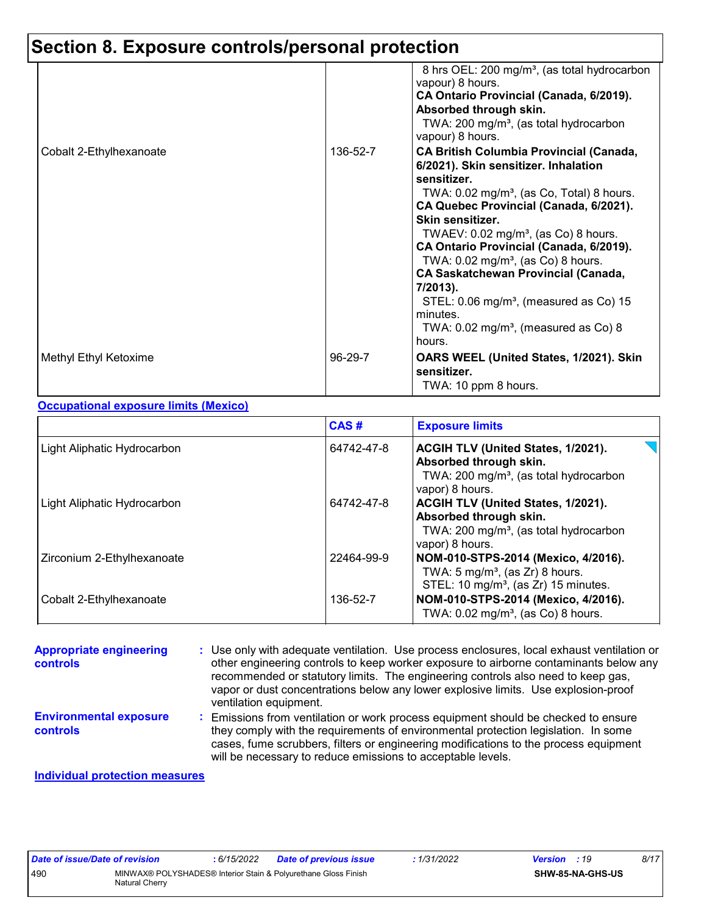# Section 8. Exposure controls/personal protection

| | | |
|---|---|---|
| | | 8 hrs OEL: 200 mg/m³, (as total hydrocarbon vapour) 8 hours.<br>**CA Ontario Provincial (Canada, 6/2019). Absorbed through skin.**<br>TWA: 200 mg/m³, (as total hydrocarbon vapour) 8 hours. |
| Cobalt 2-Ethylhexanoate | 136-52-7 | **CA British Columbia Provincial (Canada, 6/2021). Skin sensitizer. Inhalation sensitizer.**<br>TWA: 0.02 mg/m³, (as Co, Total) 8 hours.<br>**CA Quebec Provincial (Canada, 6/2021). Skin sensitizer.**<br>TWAEV: 0.02 mg/m³, (as Co) 8 hours.<br>**CA Ontario Provincial (Canada, 6/2019).**<br>TWA: 0.02 mg/m³, (as Co) 8 hours.<br>**CA Saskatchewan Provincial (Canada, 7/2013).**<br>STEL: 0.06 mg/m³, (measured as Co) 15 minutes.<br>TWA: 0.02 mg/m³, (measured as Co) 8 hours. |
| Methyl Ethyl Ketoxime | 96-29-7 | **OARS WEEL (United States, 1/2021). Skin sensitizer.**<br>TWA: 10 ppm 8 hours. |

**Occupational exposure limits (Mexico)**

| | CAS # | Exposure limits |
|---|---|---|
| Light Aliphatic Hydrocarbon | 64742-47-8 | **ACGIH TLV (United States, 1/2021). Absorbed through skin.**<br>TWA: 200 mg/m³, (as total hydrocarbon vapor) 8 hours. |
| Light Aliphatic Hydrocarbon | 64742-47-8 | **ACGIH TLV (United States, 1/2021). Absorbed through skin.**<br>TWA: 200 mg/m³, (as total hydrocarbon vapor) 8 hours. |
| Zirconium 2-Ethylhexanoate | 22464-99-9 | **NOM-010-STPS-2014 (Mexico, 4/2016).**<br>TWA: 5 mg/m³, (as Zr) 8 hours.<br>STEL: 10 mg/m³, (as Zr) 15 minutes. |
| Cobalt 2-Ethylhexanoate | 136-52-7 | **NOM-010-STPS-2014 (Mexico, 4/2016).**<br>TWA: 0.02 mg/m³, (as Co) 8 hours. |

**Appropriate engineering controls** : Use only with adequate ventilation. Use process enclosures, local exhaust ventilation or other engineering controls to keep worker exposure to airborne contaminants below any recommended or statutory limits. The engineering controls also need to keep gas, vapor or dust concentrations below any lower explosive limits. Use explosion-proof ventilation equipment.

**Environmental exposure controls** : Emissions from ventilation or work process equipment should be checked to ensure they comply with the requirements of environmental protection legislation. In some cases, fume scrubbers, filters or engineering modifications to the process equipment will be necessary to reduce emissions to acceptable levels.

**Individual protection measures**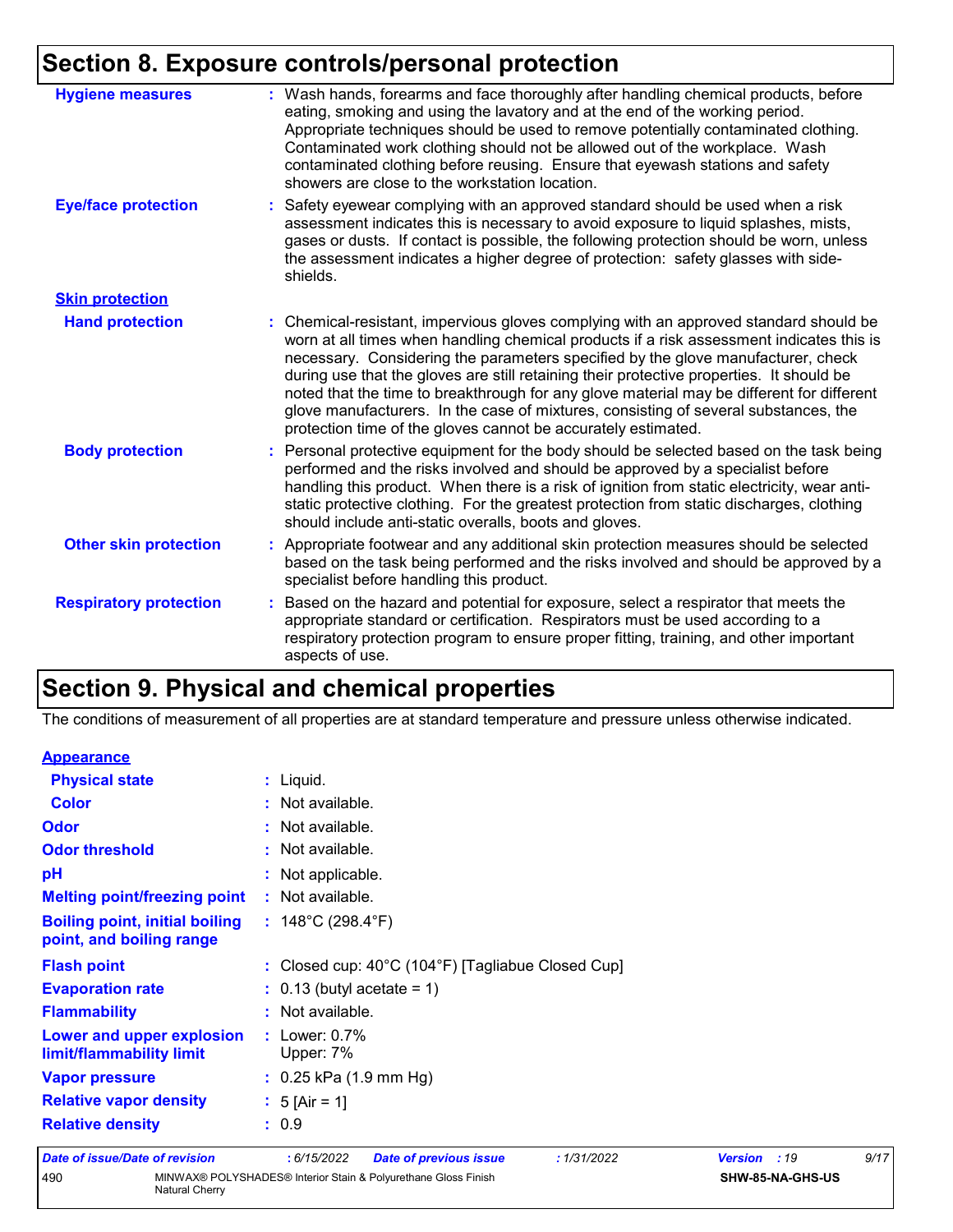## Section 8. Exposure controls/personal protection

**Hygiene measures** : Wash hands, forearms and face thoroughly after handling chemical products, before eating, smoking and using the lavatory and at the end of the working period. Appropriate techniques should be used to remove potentially contaminated clothing. Contaminated work clothing should not be allowed out of the workplace. Wash contaminated clothing before reusing. Ensure that eyewash stations and safety showers are close to the workstation location.

**Eye/face protection** : Safety eyewear complying with an approved standard should be used when a risk assessment indicates this is necessary to avoid exposure to liquid splashes, mists, gases or dusts. If contact is possible, the following protection should be worn, unless the assessment indicates a higher degree of protection: safety glasses with side-shields.

**Skin protection**

**Hand protection** : Chemical-resistant, impervious gloves complying with an approved standard should be worn at all times when handling chemical products if a risk assessment indicates this is necessary. Considering the parameters specified by the glove manufacturer, check during use that the gloves are still retaining their protective properties. It should be noted that the time to breakthrough for any glove material may be different for different glove manufacturers. In the case of mixtures, consisting of several substances, the protection time of the gloves cannot be accurately estimated.

**Body protection** : Personal protective equipment for the body should be selected based on the task being performed and the risks involved and should be approved by a specialist before handling this product. When there is a risk of ignition from static electricity, wear anti-static protective clothing. For the greatest protection from static discharges, clothing should include anti-static overalls, boots and gloves.

**Other skin protection** : Appropriate footwear and any additional skin protection measures should be selected based on the task being performed and the risks involved and should be approved by a specialist before handling this product.

**Respiratory protection** : Based on the hazard and potential for exposure, select a respirator that meets the appropriate standard or certification. Respirators must be used according to a respiratory protection program to ensure proper fitting, training, and other important aspects of use.

## Section 9. Physical and chemical properties

The conditions of measurement of all properties are at standard temperature and pressure unless otherwise indicated.

**Appearance**

**Physical state** : Liquid.

**Color** : Not available.

**Odor** : Not available.

**Odor threshold** : Not available.

**pH** : Not applicable.

**Melting point/freezing point** : Not available.

**Boiling point, initial boiling point, and boiling range** : 148°C (298.4°F)

**Flash point** : Closed cup: 40°C (104°F) [Tagliabue Closed Cup]

**Evaporation rate** : 0.13 (butyl acetate = 1)

**Flammability** : Not available.

**Lower and upper explosion limit/flammability limit** : Lower: 0.7%
Upper: 7%

**Vapor pressure** : 0.25 kPa (1.9 mm Hg)

**Relative vapor density** : 5 [Air = 1]

**Relative density** : 0.9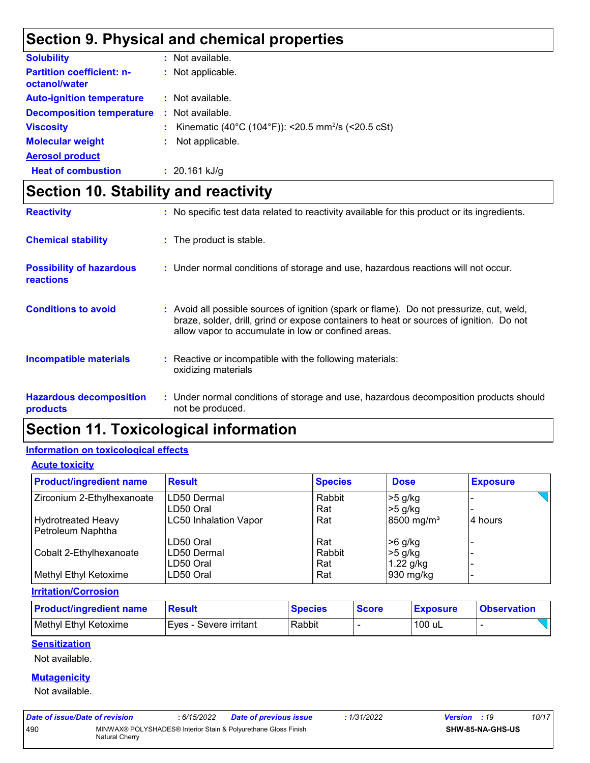## Section 9. Physical and chemical properties

**Solubility** : Not available.

**Partition coefficient: n-octanol/water** : Not applicable.

**Auto-ignition temperature** : Not available.

**Decomposition temperature** : Not available.

**Viscosity** : Kinematic (40°C (104°F)): <20.5 $mm^2/s$ (<20.5 cSt)

**Molecular weight** : Not applicable.

**Aerosol product**

**Heat of combustion** : 20.161 kJ/g

## Section 10. Stability and reactivity

**Reactivity** : No specific test data related to reactivity available for this product or its ingredients.

**Chemical stability** : The product is stable.

**Possibility of hazardous reactions** : Under normal conditions of storage and use, hazardous reactions will not occur.

**Conditions to avoid** : Avoid all possible sources of ignition (spark or flame). Do not pressurize, cut, weld, braze, solder, drill, grind or expose containers to heat or sources of ignition. Do not allow vapor to accumulate in low or confined areas.

**Incompatible materials** : Reactive or incompatible with the following materials:
oxidizing materials

**Hazardous decomposition products** : Under normal conditions of storage and use, hazardous decomposition products should not be produced.

## Section 11. Toxicological information

### Information on toxicological effects

#### Acute toxicity

| Product/ingredient name | Result | Species | Dose | Exposure |
|---|---|---|---|---|
| Zirconium 2-Ethylhexanoate | LD50 Dermal | Rabbit | >5 g/kg | - |
| | LD50 Oral | Rat | >5 g/kg | - |
| Hydrotreated Heavy Petroleum Naphtha | LC50 Inhalation Vapor | Rat | 8500 mg/m³ | 4 hours |
| | LD50 Oral | Rat | >6 g/kg | - |
| Cobalt 2-Ethylhexanoate | LD50 Dermal | Rabbit | >5 g/kg | - |
| | LD50 Oral | Rat | 1.22 g/kg | - |
| Methyl Ethyl Ketoxime | LD50 Oral | Rat | 930 mg/kg | - |

#### Irritation/Corrosion

| Product/ingredient name | Result | Species | Score | Exposure | Observation |
|---|---|---|---|---|---|
| Methyl Ethyl Ketoxime | Eyes - Severe irritant | Rabbit | - | 100 uL | - |

#### Sensitization

Not available.

#### Mutagenicity

Not available.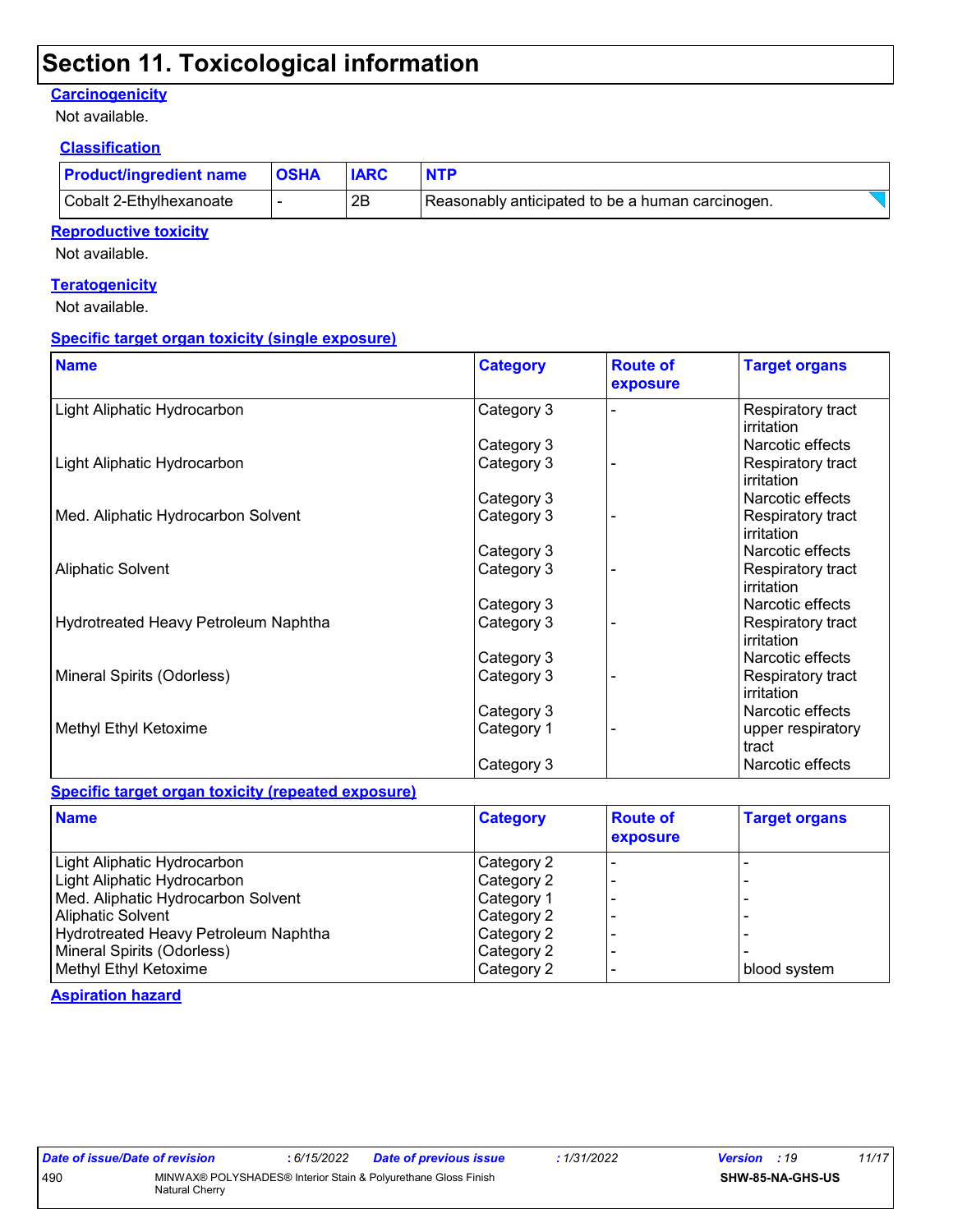# Section 11. Toxicological information

**Carcinogenicity**

Not available.

**Classification**

| Product/ingredient name | OSHA | IARC | NTP |
|---|---|---|---|
| Cobalt 2-Ethylhexanoate | - | 2B | Reasonably anticipated to be a human carcinogen. |

**Reproductive toxicity**

Not available.

**Teratogenicity**

Not available.

**Specific target organ toxicity (single exposure)**

| Name | Category | Route of exposure | Target organs |
|---|---|---|---|
| Light Aliphatic Hydrocarbon | Category 3 | - | Respiratory tract irritation |
| | Category 3 | | Narcotic effects |
| Light Aliphatic Hydrocarbon | Category 3 | - | Respiratory tract irritation |
| | Category 3 | | Narcotic effects |
| Med. Aliphatic Hydrocarbon Solvent | Category 3 | - | Respiratory tract irritation |
| | Category 3 | | Narcotic effects |
| Aliphatic Solvent | Category 3 | - | Respiratory tract irritation |
| | Category 3 | | Narcotic effects |
| Hydrotreated Heavy Petroleum Naphtha | Category 3 | - | Respiratory tract irritation |
| | Category 3 | | Narcotic effects |
| Mineral Spirits (Odorless) | Category 3 | - | Respiratory tract irritation |
| | Category 3 | | Narcotic effects |
| Methyl Ethyl Ketoxime | Category 1 | - | upper respiratory tract |
| | Category 3 | | Narcotic effects |

**Specific target organ toxicity (repeated exposure)**

| Name | Category | Route of exposure | Target organs |
|---|---|---|---|
| Light Aliphatic Hydrocarbon | Category 2 | - | - |
| Light Aliphatic Hydrocarbon | Category 2 | - | - |
| Med. Aliphatic Hydrocarbon Solvent | Category 1 | - | - |
| Aliphatic Solvent | Category 2 | - | - |
| Hydrotreated Heavy Petroleum Naphtha | Category 2 | - | - |
| Mineral Spirits (Odorless) | Category 2 | - | - |
| Methyl Ethyl Ketoxime | Category 2 | - | blood system |

**Aspiration hazard**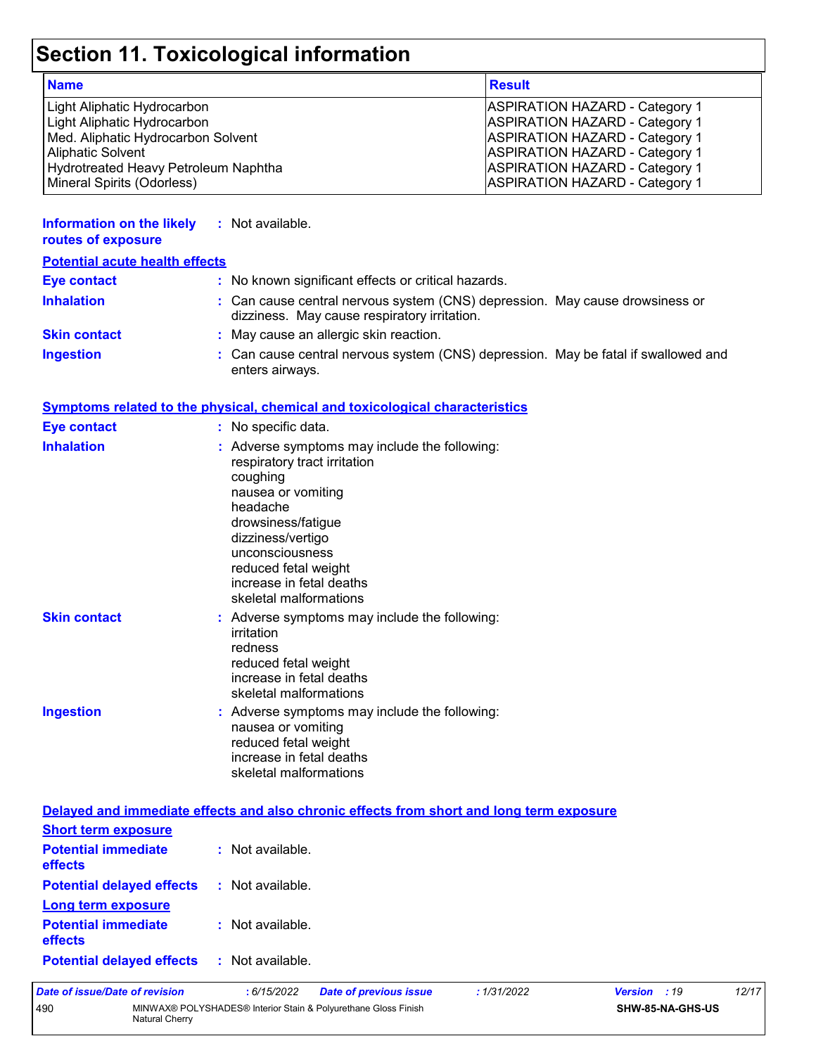# Section 11. Toxicological information

| Name | Result |
|---|---|
| Light Aliphatic Hydrocarbon | ASPIRATION HAZARD - Category 1 |
| Light Aliphatic Hydrocarbon | ASPIRATION HAZARD - Category 1 |
| Med. Aliphatic Hydrocarbon Solvent | ASPIRATION HAZARD - Category 1 |
| Aliphatic Solvent | ASPIRATION HAZARD - Category 1 |
| Hydrotreated Heavy Petroleum Naphtha | ASPIRATION HAZARD - Category 1 |
| Mineral Spirits (Odorless) | ASPIRATION HAZARD - Category 1 |

**Information on the likely routes of exposure** : Not available.

**Potential acute health effects**

**Eye contact** : No known significant effects or critical hazards.

**Inhalation** : Can cause central nervous system (CNS) depression. May cause drowsiness or dizziness. May cause respiratory irritation.

**Skin contact** : May cause an allergic skin reaction.

**Ingestion** : Can cause central nervous system (CNS) depression. May be fatal if swallowed and enters airways.

**Symptoms related to the physical, chemical and toxicological characteristics**

**Eye contact** : No specific data.

**Inhalation** : Adverse symptoms may include the following:
respiratory tract irritation
coughing
nausea or vomiting
headache
drowsiness/fatigue
dizziness/vertigo
unconsciousness
reduced fetal weight
increase in fetal deaths
skeletal malformations

**Skin contact** : Adverse symptoms may include the following:
irritation
redness
reduced fetal weight
increase in fetal deaths
skeletal malformations

**Ingestion** : Adverse symptoms may include the following:
nausea or vomiting
reduced fetal weight
increase in fetal deaths
skeletal malformations

**Delayed and immediate effects and also chronic effects from short and long term exposure**

**Short term exposure**

**Potential immediate effects** : Not available.

**Potential delayed effects** : Not available.

**Long term exposure**

**Potential immediate effects** : Not available.

**Potential delayed effects** : Not available.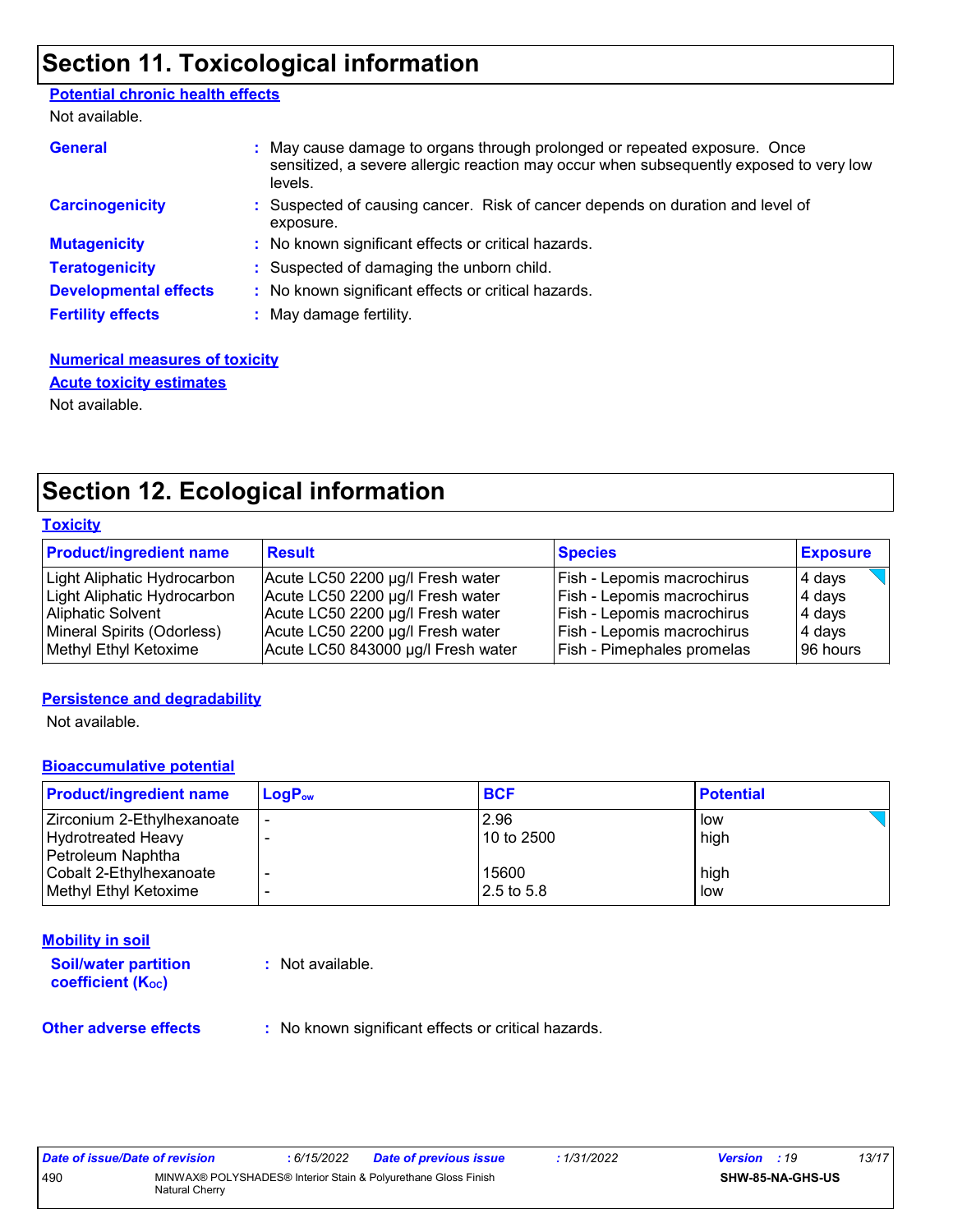# Section 11. Toxicological information

**Potential chronic health effects**

Not available.

**General** : May cause damage to organs through prolonged or repeated exposure. Once sensitized, a severe allergic reaction may occur when subsequently exposed to very low levels.

**Carcinogenicity** : Suspected of causing cancer. Risk of cancer depends on duration and level of exposure.

**Mutagenicity** : No known significant effects or critical hazards.

**Teratogenicity** : Suspected of damaging the unborn child.

**Developmental effects** : No known significant effects or critical hazards.

**Fertility effects** : May damage fertility.

**Numerical measures of toxicity**

**Acute toxicity estimates**

Not available.

# Section 12. Ecological information

**Toxicity**

| Product/ingredient name | Result | Species | Exposure |
|---|---|---|---|
| Light Aliphatic Hydrocarbon | Acute LC50 2200 µg/l Fresh water | Fish - Lepomis macrochirus | 4 days |
| Light Aliphatic Hydrocarbon | Acute LC50 2200 µg/l Fresh water | Fish - Lepomis macrochirus | 4 days |
| Aliphatic Solvent | Acute LC50 2200 µg/l Fresh water | Fish - Lepomis macrochirus | 4 days |
| Mineral Spirits (Odorless) | Acute LC50 2200 µg/l Fresh water | Fish - Lepomis macrochirus | 4 days |
| Methyl Ethyl Ketoxime | Acute LC50 843000 µg/l Fresh water | Fish - Pimephales promelas | 96 hours |

**Persistence and degradability**

Not available.

**Bioaccumulative potential**

| Product/ingredient name | $LogP_{ow}$ | BCF | Potential |
|---|---|---|---|
| Zirconium 2-Ethylhexanoate | - | 2.96 | low |
| Hydrotreated Heavy Petroleum Naphtha | - | 10 to 2500 | high |
| Cobalt 2-Ethylhexanoate | - | 15600 | high |
| Methyl Ethyl Ketoxime | - | 2.5 to 5.8 | low |

**Mobility in soil**

**Soil/water partition coefficient ($K_{OC}$)** : Not available.

**Other adverse effects** : No known significant effects or critical hazards.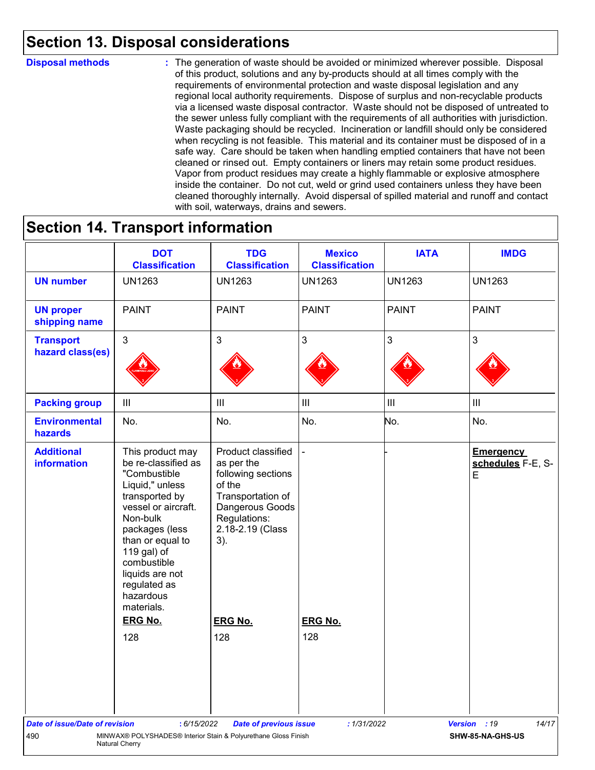## Section 13. Disposal considerations

**Disposal methods** : The generation of waste should be avoided or minimized wherever possible. Disposal of this product, solutions and any by-products should at all times comply with the requirements of environmental protection and waste disposal legislation and any regional local authority requirements. Dispose of surplus and non-recyclable products via a licensed waste disposal contractor. Waste should not be disposed of untreated to the sewer unless fully compliant with the requirements of all authorities with jurisdiction. Waste packaging should be recycled. Incineration or landfill should only be considered when recycling is not feasible. This material and its container must be disposed of in a safe way. Care should be taken when handling emptied containers that have not been cleaned or rinsed out. Empty containers or liners may retain some product residues. Vapor from product residues may create a highly flammable or explosive atmosphere inside the container. Do not cut, weld or grind used containers unless they have been cleaned thoroughly internally. Avoid dispersal of spilled material and runoff and contact with soil, waterways, drains and sewers.

## Section 14. Transport information

| | DOT Classification | TDG Classification | Mexico Classification | IATA | IMDG |
|---|---|---|---|---|---|
| **UN number** | UN1263 | UN1263 | UN1263 | UN1263 | UN1263 |
| **UN proper shipping name** | PAINT | PAINT | PAINT | PAINT | PAINT |
| **Transport hazard class(es)** | 3 | 3 | 3 | 3 | 3 |
| **Packing group** | III | III | III | III | III |
| **Environmental hazards** | No. | No. | No. | No. | No. |
| **Additional information** | This product may be re-classified as "Combustible Liquid," unless transported by vessel or aircraft. Non-bulk packages (less than or equal to 119 gal) of combustible liquids are not regulated as hazardous materials. **ERG No.** 128 | Product classified as per the following sections of the Transportation of Dangerous Goods Regulations: 2.18-2.19 (Class 3). **ERG No.** 128 | - **ERG No.** 128 | - | **Emergency schedules** F-E, S-E |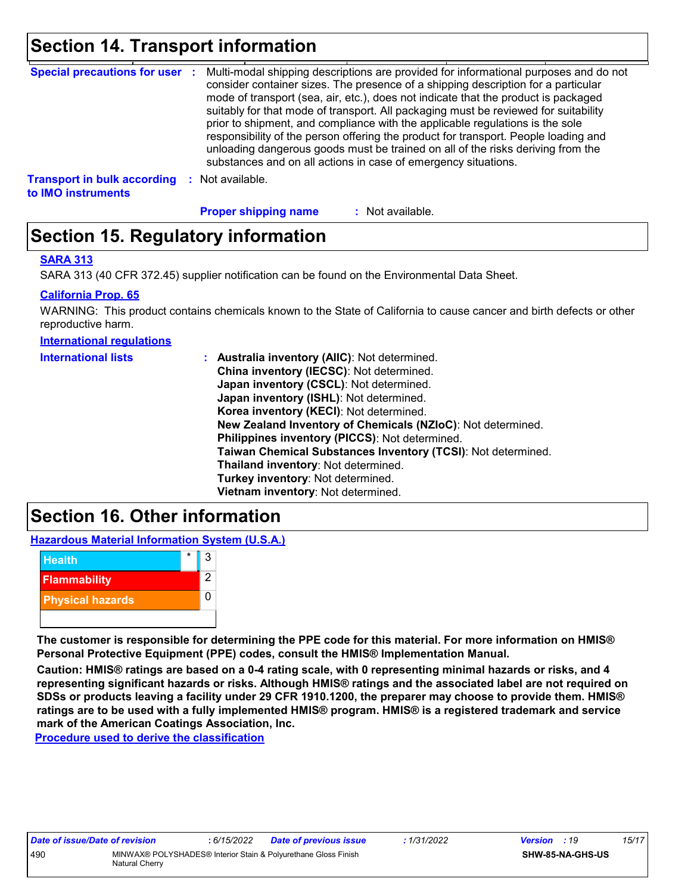## Section 14. Transport information

**Special precautions for user** : Multi-modal shipping descriptions are provided for informational purposes and do not consider container sizes. The presence of a shipping description for a particular mode of transport (sea, air, etc.), does not indicate that the product is packaged suitably for that mode of transport. All packaging must be reviewed for suitability prior to shipment, and compliance with the applicable regulations is the sole responsibility of the person offering the product for transport. People loading and unloading dangerous goods must be trained on all of the risks deriving from the substances and on all actions in case of emergency situations.

**Transport in bulk according to IMO instruments** : Not available.

**Proper shipping name** : Not available.

## Section 15. Regulatory information

**SARA 313**

SARA 313 (40 CFR 372.45) supplier notification can be found on the Environmental Data Sheet.

**California Prop. 65**

WARNING: This product contains chemicals known to the State of California to cause cancer and birth defects or other reproductive harm.

**International regulations**

**International lists** :
**Australia inventory (AIIC)**: Not determined.
**China inventory (IECSC)**: Not determined.
**Japan inventory (CSCL)**: Not determined.
**Japan inventory (ISHL)**: Not determined.
**Korea inventory (KECI)**: Not determined.
**New Zealand Inventory of Chemicals (NZIoC)**: Not determined.
**Philippines inventory (PICCS)**: Not determined.
**Taiwan Chemical Substances Inventory (TCSI)**: Not determined.
**Thailand inventory**: Not determined.
**Turkey inventory**: Not determined.
**Vietnam inventory**: Not determined.

## Section 16. Other information

**Hazardous Material Information System (U.S.A.)**

| | | |
|---|---|---|
| Health | * | 3 |
| Flammability | | 2 |
| Physical hazards | | 0 |

**The customer is responsible for determining the PPE code for this material. For more information on HMIS® Personal Protective Equipment (PPE) codes, consult the HMIS® Implementation Manual.**

**Caution: HMIS® ratings are based on a 0-4 rating scale, with 0 representing minimal hazards or risks, and 4 representing significant hazards or risks. Although HMIS® ratings and the associated label are not required on SDSs or products leaving a facility under 29 CFR 1910.1200, the preparer may choose to provide them. HMIS® ratings are to be used with a fully implemented HMIS® program. HMIS® is a registered trademark and service mark of the American Coatings Association, Inc.**

**Procedure used to derive the classification**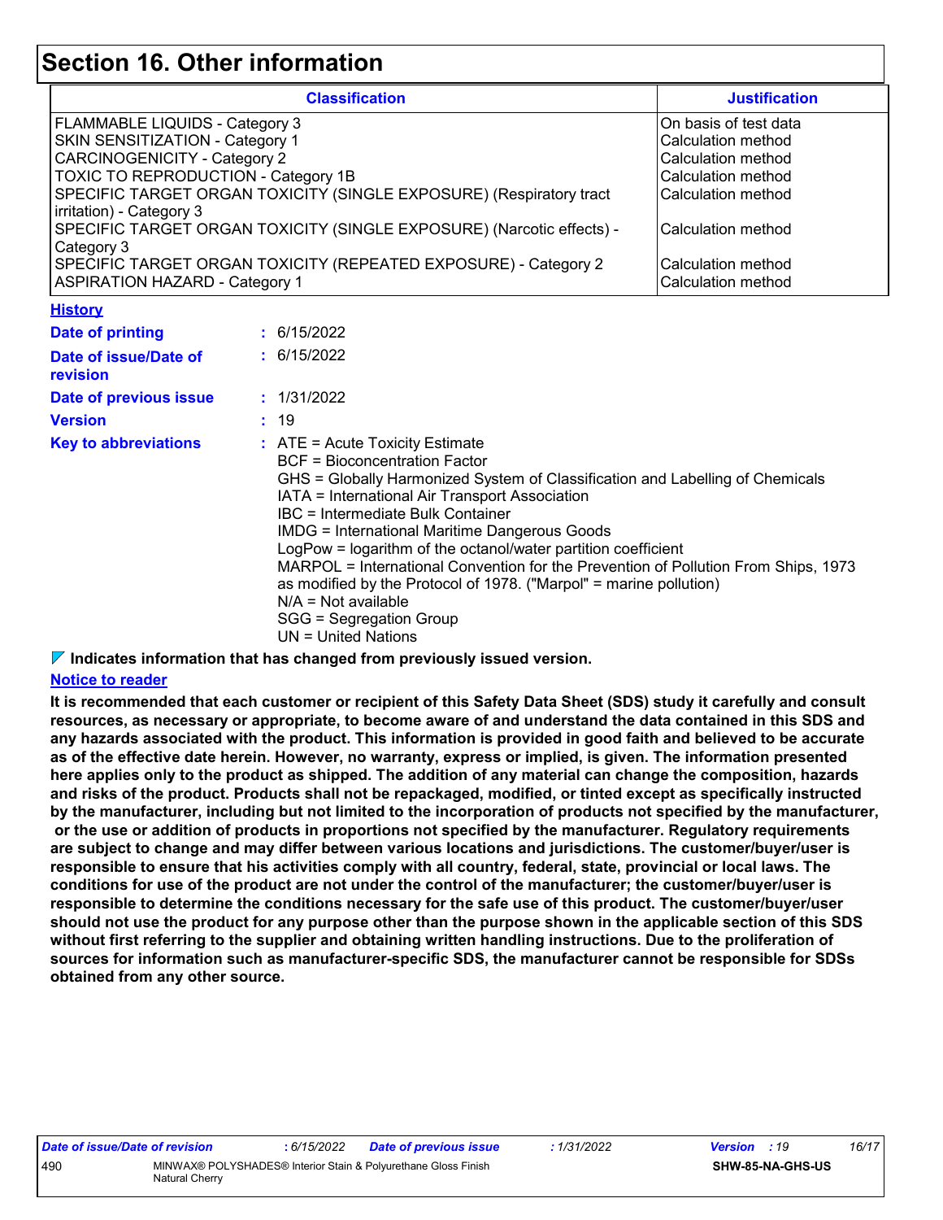# Section 16. Other information

| Classification | Justification |
| --- | --- |
| FLAMMABLE LIQUIDS - Category 3 | On basis of test data |
| SKIN SENSITIZATION - Category 1 | Calculation method |
| CARCINOGENICITY - Category 2 | Calculation method |
| TOXIC TO REPRODUCTION - Category 1B | Calculation method |
| SPECIFIC TARGET ORGAN TOXICITY (SINGLE EXPOSURE) (Respiratory tract irritation) - Category 3 | Calculation method |
| SPECIFIC TARGET ORGAN TOXICITY (SINGLE EXPOSURE) (Narcotic effects) - Category 3 | Calculation method |
| SPECIFIC TARGET ORGAN TOXICITY (REPEATED EXPOSURE) - Category 2 | Calculation method |
| ASPIRATION HAZARD - Category 1 | Calculation method |

**History**

**Date of printing** : 6/15/2022

**Date of issue/Date of revision** : 6/15/2022

**Date of previous issue** : 1/31/2022

**Version** : 19

**Key to abbreviations** :
ATE = Acute Toxicity Estimate
BCF = Bioconcentration Factor
GHS = Globally Harmonized System of Classification and Labelling of Chemicals
IATA = International Air Transport Association
IBC = Intermediate Bulk Container
IMDG = International Maritime Dangerous Goods
LogPow = logarithm of the octanol/water partition coefficient
MARPOL = International Convention for the Prevention of Pollution From Ships, 1973 as modified by the Protocol of 1978. ("Marpol" = marine pollution)
N/A = Not available
SGG = Segregation Group
UN = United Nations

**Indicates information that has changed from previously issued version.**

**Notice to reader**

**It is recommended that each customer or recipient of this Safety Data Sheet (SDS) study it carefully and consult resources, as necessary or appropriate, to become aware of and understand the data contained in this SDS and any hazards associated with the product. This information is provided in good faith and believed to be accurate as of the effective date herein. However, no warranty, express or implied, is given. The information presented here applies only to the product as shipped. The addition of any material can change the composition, hazards and risks of the product. Products shall not be repackaged, modified, or tinted except as specifically instructed by the manufacturer, including but not limited to the incorporation of products not specified by the manufacturer, or the use or addition of products in proportions not specified by the manufacturer. Regulatory requirements are subject to change and may differ between various locations and jurisdictions. The customer/buyer/user is responsible to ensure that his activities comply with all country, federal, state, provincial or local laws. The conditions for use of the product are not under the control of the manufacturer; the customer/buyer/user is responsible to determine the conditions necessary for the safe use of this product. The customer/buyer/user should not use the product for any purpose other than the purpose shown in the applicable section of this SDS without first referring to the supplier and obtaining written handling instructions. Due to the proliferation of sources for information such as manufacturer-specific SDS, the manufacturer cannot be responsible for SDSs obtained from any other source.**